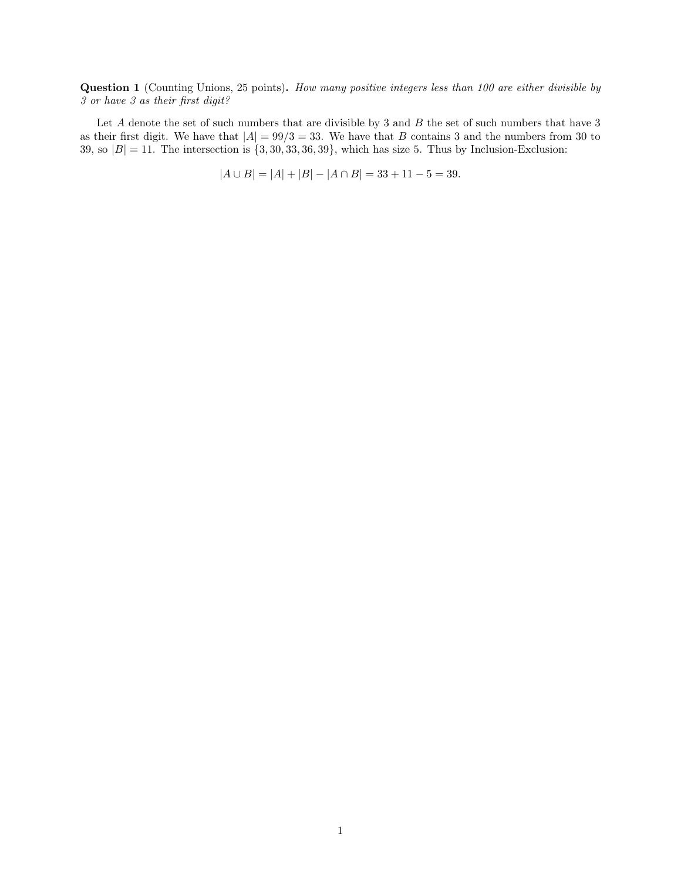**Question 1** (Counting Unions, 25 points)**.** *How many positive integers less than 100 are either divisible by 3 or have 3 as their first digit?*

Let $A$ denote the set of such numbers that are divisible by 3 and $B$ the set of such numbers that have 3 as their first digit. We have that $|A| = 99/3 = 33$. We have that $B$ contains 3 and the numbers from 30 to 39, so $|B| = 11$. The intersection is $\{3, 30, 33, 36, 39\}$, which has size 5. Thus by Inclusion-Exclusion:

$$|A \cup B| = |A| + |B| - |A \cap B| = 33 + 11 - 5 = 39.$$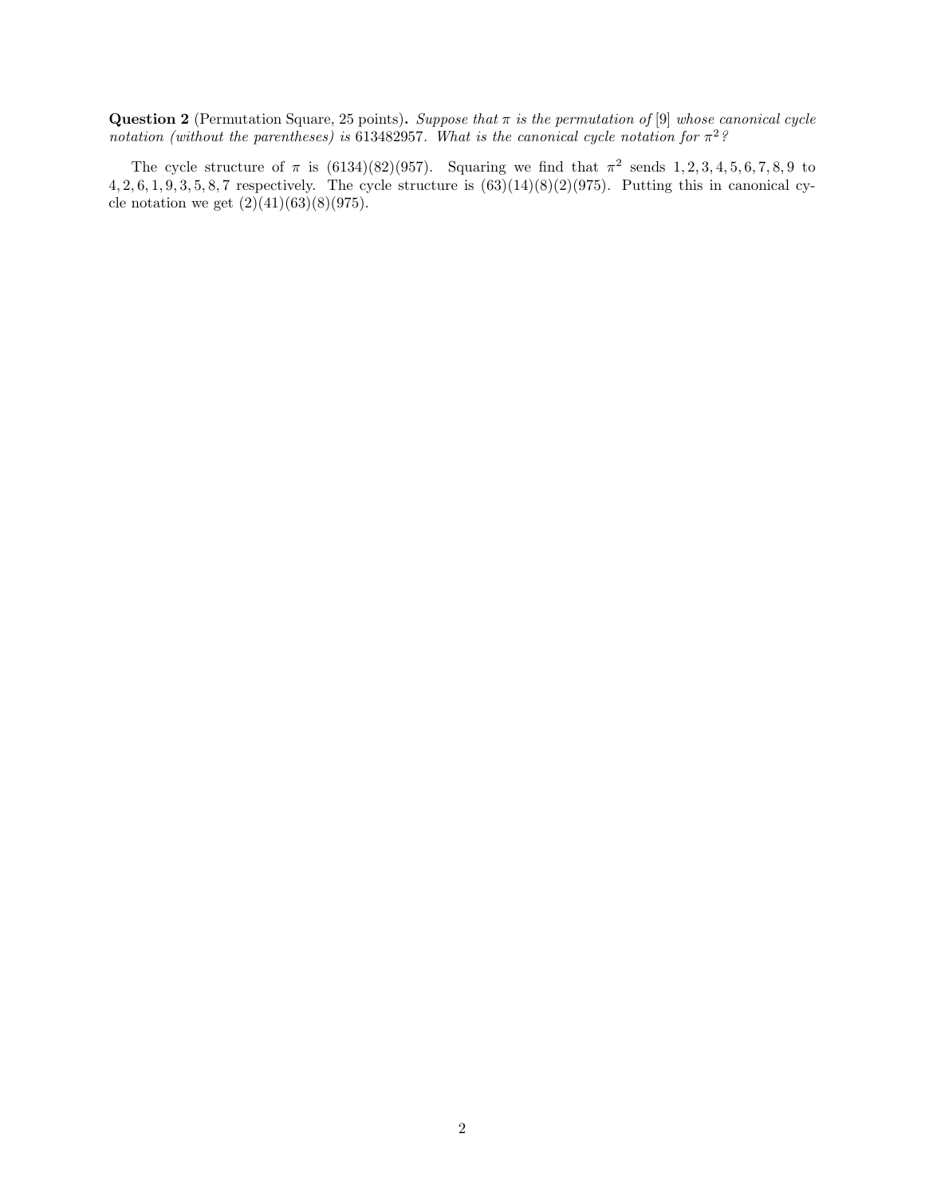**Question 2** (Permutation Square, 25 points)**.** *Suppose that $\pi$ is the permutation of $[9]$ whose canonical cycle notation (without the parentheses) is* 613482957*. What is the canonical cycle notation for $\pi^2$?*

The cycle structure of $\pi$ is (6134)(82)(957). Squaring we find that $\pi^2$ sends $1, 2, 3, 4, 5, 6, 7, 8, 9$ to $4, 2, 6, 1, 9, 3, 5, 8, 7$ respectively. The cycle structure is (63)(14)(8)(2)(975). Putting this in canonical cycle notation we get (2)(41)(63)(8)(975).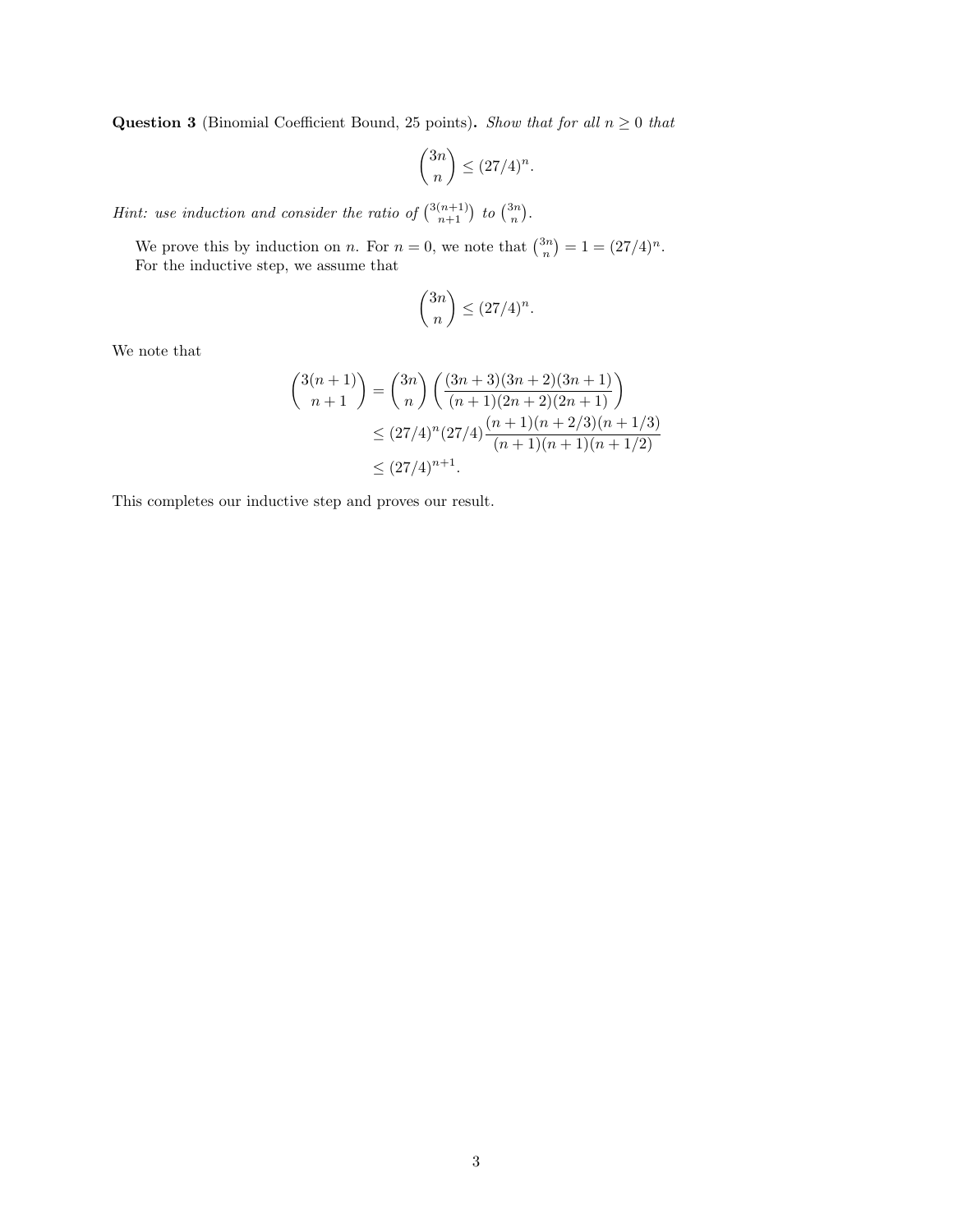**Question 3** (Binomial Coefficient Bound, 25 points)**.** *Show that for all $n \geq 0$ that*

$$\binom{3n}{n} \leq (27/4)^n.$$

*Hint: use induction and consider the ratio of $\binom{3(n+1)}{n+1}$ to $\binom{3n}{n}$.*

We prove this by induction on $n$. For $n = 0$, we note that $\binom{3n}{n} = 1 = (27/4)^n$. For the inductive step, we assume that

$$\binom{3n}{n} \leq (27/4)^n.$$

We note that

$$\begin{aligned}
\binom{3(n+1)}{n+1} &= \binom{3n}{n}\left(\frac{(3n+3)(3n+2)(3n+1)}{(n+1)(2n+2)(2n+1)}\right) \\
&\leq (27/4)^n (27/4)\frac{(n+1)(n+2/3)(n+1/3)}{(n+1)(n+1)(n+1/2)} \\
&\leq (27/4)^{n+1}.
\end{aligned}$$

This completes our inductive step and proves our result.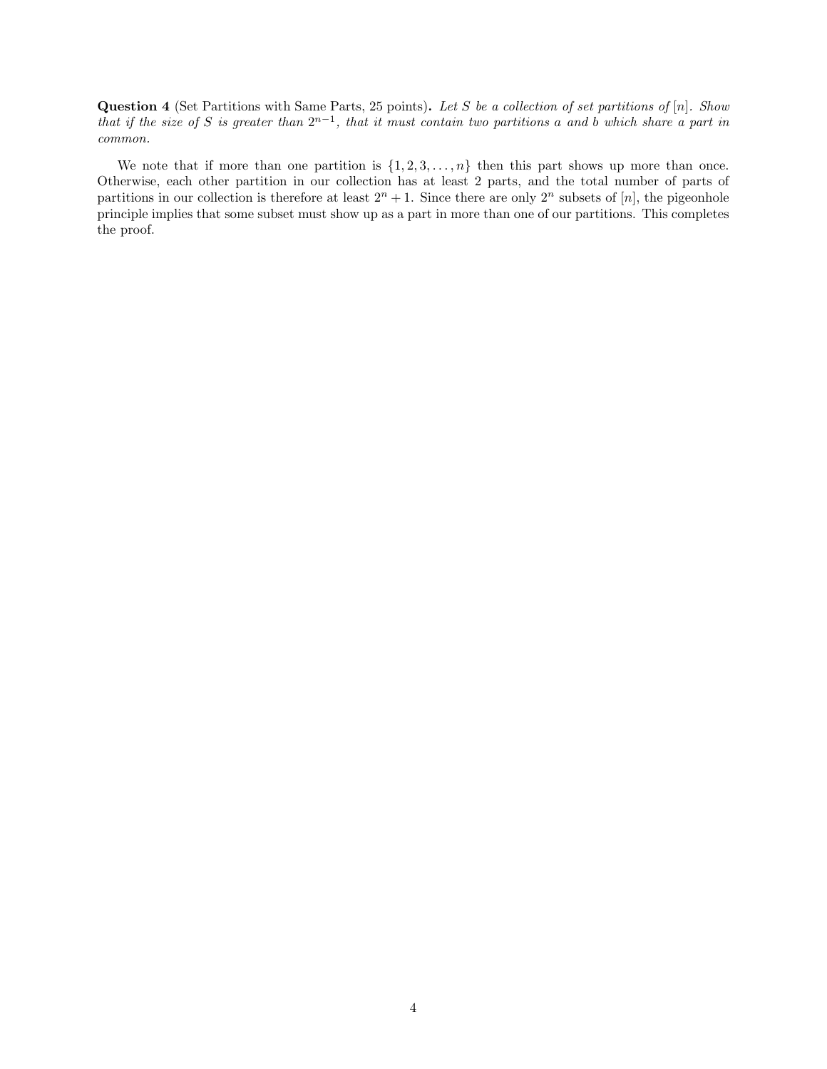**Question 4** (Set Partitions with Same Parts, 25 points)**.** *Let $S$ be a collection of set partitions of $[n]$. Show that if the size of $S$ is greater than $2^{n-1}$, that it must contain two partitions $a$ and $b$ which share a part in common.*

We note that if more than one partition is $\{1, 2, 3, \ldots, n\}$ then this part shows up more than once. Otherwise, each other partition in our collection has at least 2 parts, and the total number of parts of partitions in our collection is therefore at least $2^n + 1$. Since there are only $2^n$ subsets of $[n]$, the pigeonhole principle implies that some subset must show up as a part in more than one of our partitions. This completes the proof.